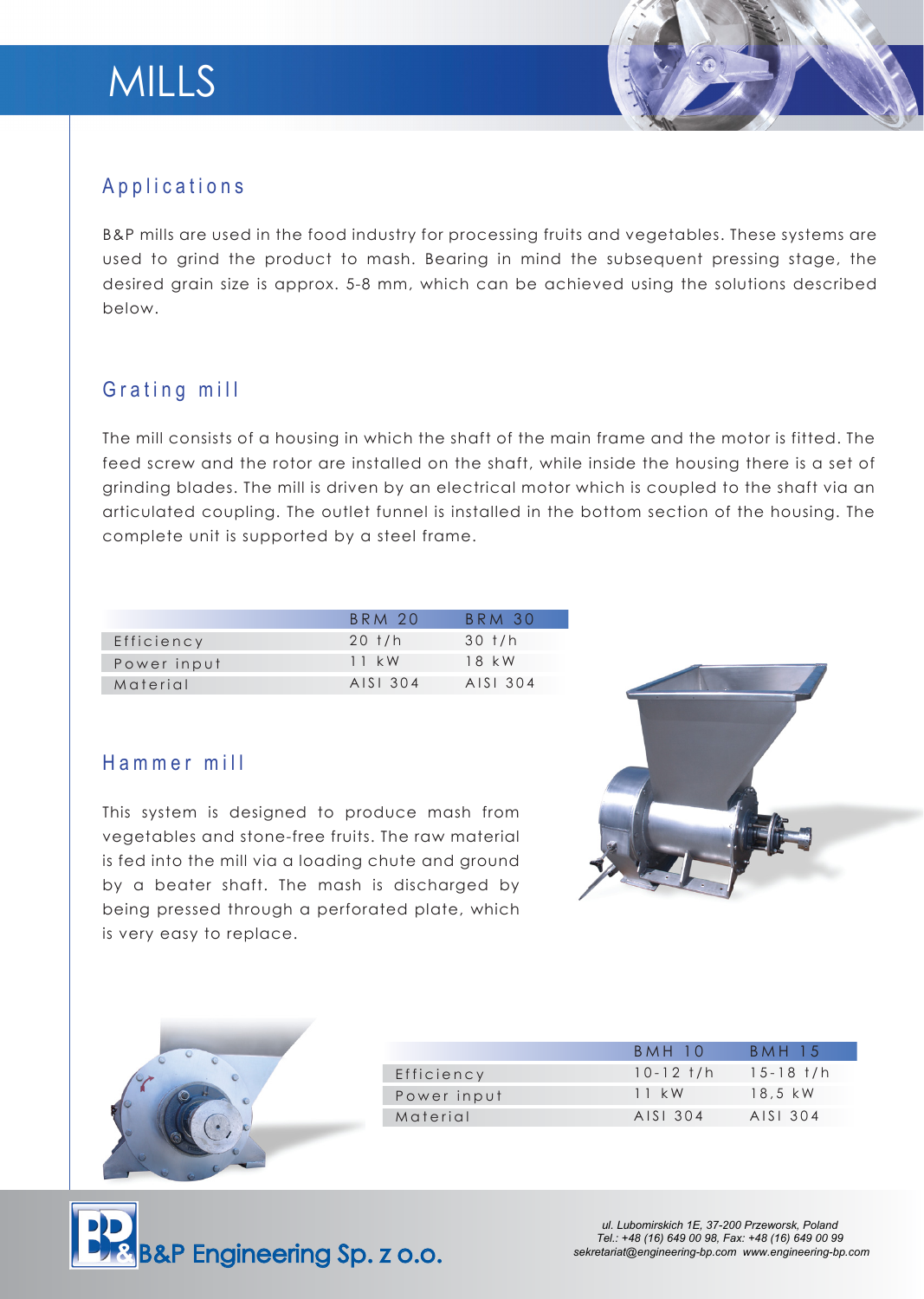# MILLS

## Applications

B&P mills are used in the food industry for processing fruits and vegetables. These systems are used to grind the product to mash. Bearing in mind the subsequent pressing stage, the desired grain size is approx. 5-8 mm, which can be achieved using the solutions described below.

## Grating mill

The mill consists of a housing in which the shaft of the main frame and the motor is fitted. The feed screw and the rotor are installed on the shaft, while inside the housing there is a set of grinding blades. The mill is driven by an electrical motor which is coupled to the shaft via an articulated coupling. The outlet funnel is installed in the bottom section of the housing. The complete unit is supported by a steel frame.

| | BRM 20 | BRM 30 |
|---|---|---|
| Efficiency | 20 t/h | 30 t/h |
| Power input | 11 kW | 18 kW |
| Material | AISI 304 | AISI 304 |

## Hammer mill

This system is designed to produce mash from vegetables and stone-free fruits. The raw material is fed into the mill via a loading chute and ground by a beater shaft. The mash is discharged by being pressed through a perforated plate, which is very easy to replace.

| | BMH 10 | BMH 15 |
|---|---|---|
| Efficiency | 10-12 t/h | 15-18 t/h |
| Power input | 11 kW | 18,5 kW |
| Material | AISI 304 | AISI 304 |

B&P Engineering Sp. z o.o.

*ul. Lubomirskich 1E, 37-200 Przeworsk, Poland*
*Tel.: +48 (16) 649 00 98, Fax: +48 (16) 649 00 99*
*sekretariat@engineering-bp.com www.engineering-bp.com*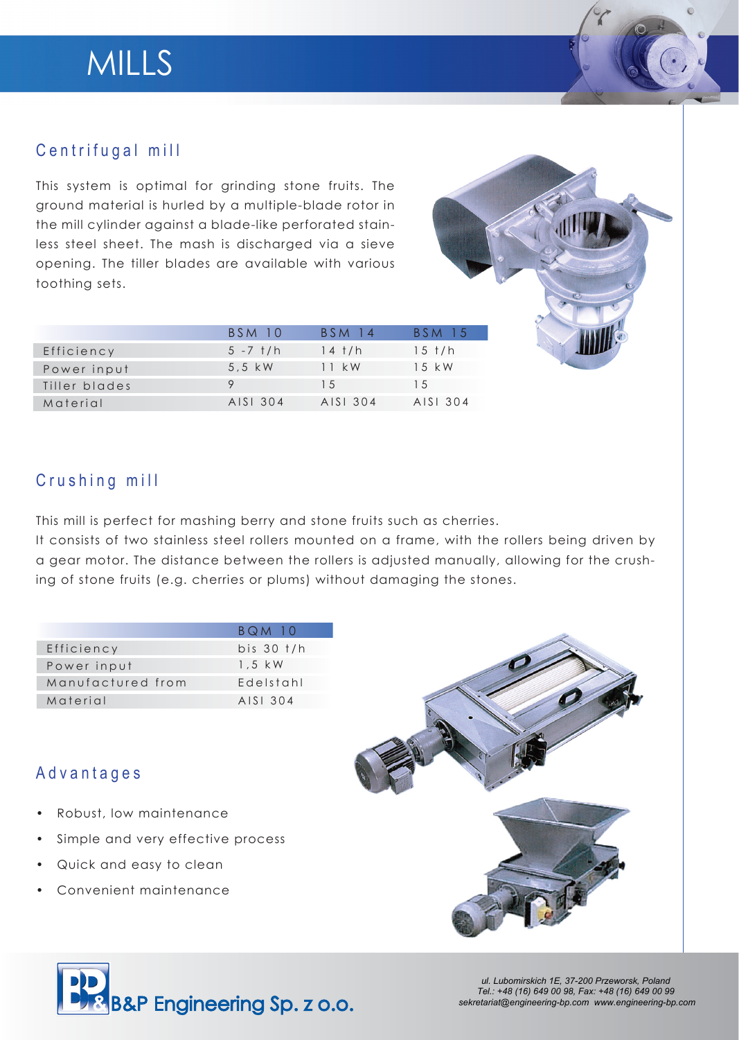# MILLS

## Centrifugal mill

This system is optimal for grinding stone fruits. The ground material is hurled by a multiple-blade rotor in the mill cylinder against a blade-like perforated stainless steel sheet. The mash is discharged via a sieve opening. The tiller blades are available with various toothing sets.

| | BSM 10 | BSM 14 | BSM 15 |
|---|---|---|---|
| Efficiency | 5 -7 t/h | 14 t/h | 15 t/h |
| Power input | 5,5 kW | 11 kW | 15 kW |
| Tiller blades | 9 | 15 | 15 |
| Material | AISI 304 | AISI 304 | AISI 304 |

## Crushing mill

This mill is perfect for mashing berry and stone fruits such as cherries.
It consists of two stainless steel rollers mounted on a frame, with the rollers being driven by a gear motor. The distance between the rollers is adjusted manually, allowing for the crushing of stone fruits (e.g. cherries or plums) without damaging the stones.

| | BQM 10 |
|---|---|
| Efficiency | bis 30 t/h |
| Power input | 1,5 kW |
| Manufactured from | Edelstahl |
| Material | AISI 304 |

## Advantages

- Robust, low maintenance
- Simple and very effective process
- Quick and easy to clean
- Convenient maintenance

B&P Engineering Sp. z o.o.

ul. Lubomirskich 1E, 37-200 Przeworsk, Poland
Tel.: +48 (16) 649 00 98, Fax: +48 (16) 649 00 99
sekretariat@engineering-bp.com www.engineering-bp.com